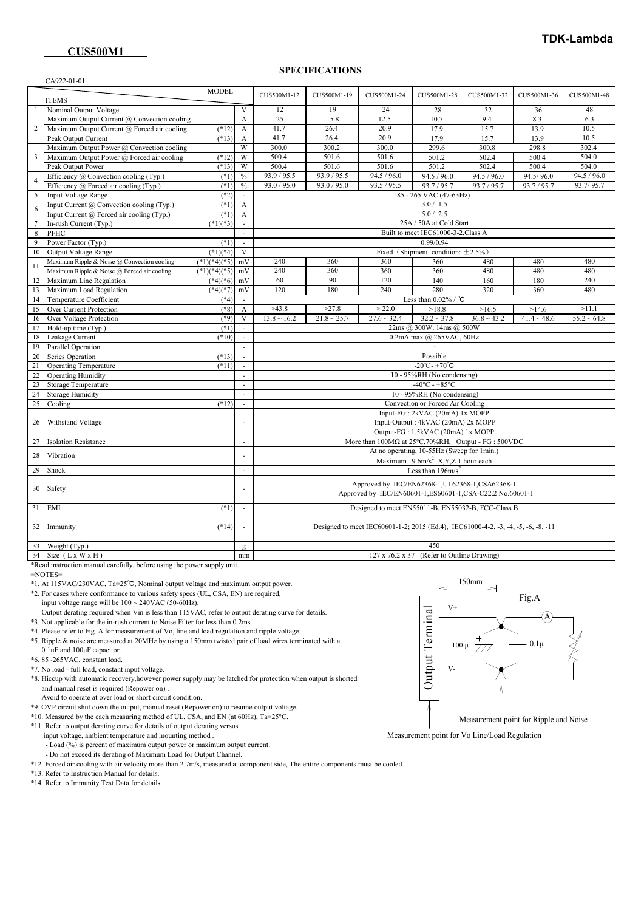TDK-Lambda

# CUS500M1

## SPECIFICATIONS

CA922-01-01

| | ITEMS / MODEL | | | CUS500M1-12 | CUS500M1-19 | CUS500M1-24 | CUS500M1-28 | CUS500M1-32 | CUS500M1-36 | CUS500M1-48 |
|---|---|---|---|---|---|---|---|---|---|---|
| 1 | Nominal Output Voltage | | V | 12 | 19 | 24 | 28 | 32 | 36 | 48 |
| 2 | Maximum Output Current @ Convection cooling | | A | 25 | 15.8 | 12.5 | 10.7 | 9.4 | 8.3 | 6.3 |
| | Maximum Output Current @ Forced air cooling | (*12) | A | 41.7 | 26.4 | 20.9 | 17.9 | 15.7 | 13.9 | 10.5 |
| | Peak Output Current | (*13) | A | 41.7 | 26.4 | 20.9 | 17.9 | 15.7 | 13.9 | 10.5 |
| 3 | Maximum Output Power @ Convection cooling | | W | 300.0 | 300.2 | 300.0 | 299.6 | 300.8 | 298.8 | 302.4 |
| | Maximum Output Power @ Forced air cooling | (*12) | W | 500.4 | 501.6 | 501.6 | 501.2 | 502.4 | 500.4 | 504.0 |
| | Peak Output Power | (*13) | W | 500.4 | 501.6 | 501.6 | 501.2 | 502.4 | 500.4 | 504.0 |
| 4 | Efficiency @ Convection cooling (Typ.) | (*1) | % | 93.9 / 95.5 | 93.9 / 95.5 | 94.5 / 96.0 | 94.5 / 96.0 | 94.5 / 96.0 | 94.5/ 96.0 | 94.5 / 96.0 |
| | Efficiency @ Forced air cooling (Typ.) | (*1) | % | 93.0 / 95.0 | 93.0 / 95.0 | 93.5 / 95.5 | 93.7 / 95.7 | 93.7 / 95.7 | 93.7 / 95.7 | 93.7/ 95.7 |
| 5 | Input Voltage Range | (*2) | - | 85 - 265 VAC (47-63Hz) | | | | | | |
| 6 | Input Current @ Convection cooling (Typ.) | (*1) | A | 3.0 / 1.5 | | | | | | |
| | Input Current @ Forced air cooling (Typ.) | (*1) | A | 5.0 / 2.5 | | | | | | |
| 7 | In-rush Current (Typ.) | (*1)(*3) | - | 25A / 50A at Cold Start | | | | | | |
| 8 | PFHC | | - | Built to meet IEC61000-3-2,Class A | | | | | | |
| 9 | Power Factor (Typ.) | (*1) | - | 0.99/0.94 | | | | | | |
| 10 | Output Voltage Range | (*1)(*4) | V | Fixed（Shipment condition: ±2.5%） | | | | | | |
| 11 | Maximum Ripple & Noise @ Convection cooling | (*1)(*4)(*5) | mV | 240 | 360 | 360 | 360 | 480 | 480 | 480 |
| | Maximum Ripple & Noise @ Forced air cooling | (*1)(*4)(*5) | mV | 240 | 360 | 360 | 360 | 480 | 480 | 480 |
| 12 | Maximum Line Regulation | (*4)(*6) | mV | 60 | 90 | 120 | 140 | 160 | 180 | 240 |
| 13 | Maximum Load Regulation | (*4)(*7) | mV | 120 | 180 | 240 | 280 | 320 | 360 | 480 |
| 14 | Temperature Coefficient | (*4) | - | Less than 0.02% / ℃ | | | | | | |
| 15 | Over Current Protection | (*8) | A | >43.8 | >27.8 | > 22.0 | >18.8 | >16.5 | >14.6 | >11.1 |
| 16 | Over Voltage Protection | (*9) | V | 13.8 ~ 16.2 | 21.8 ~ 25.7 | 27.6 ~ 32.4 | 32.2 ~ 37.8 | 36.8 ~ 43.2 | 41.4 ~ 48.6 | 55.2 ~ 64.8 |
| 17 | Hold-up time (Typ.) | (*1) | - | 22ms @ 300W, 14ms @ 500W | | | | | | |
| 18 | Leakage Current | (*10) | - | 0.2mA max @ 265VAC, 60Hz | | | | | | |
| 19 | Parallel Operation | | - | - | | | | | | |
| 20 | Series Operation | (*13) | - | Possible | | | | | | |
| 21 | Operating Temperature | (*11) | - | -20℃- +70℃ | | | | | | |
| 22 | Operating Humidity | | - | 10 - 95%RH (No condensing) | | | | | | |
| 23 | Storage Temperature | | - | -40°C - +85°C | | | | | | |
| 24 | Storage Humidity | | - | 10 - 95%RH (No condensing) | | | | | | |
| 25 | Cooling | (*12) | - | Convection or Forced Air Cooling | | | | | | |
| 26 | Withstand Voltage | | - | Input-FG : 2kVAC (20mA) 1x MOPP<br>Input-Output : 4kVAC (20mA) 2x MOPP<br>Output-FG : 1.5kVAC (20mA) 1x MOPP | | | | | | |
| 27 | Isolation Resistance | | - | More than 100MΩ at 25°C,70%RH, Output - FG : 500VDC | | | | | | |
| 28 | Vibration | | - | At no operating, 10-55Hz (Sweep for 1min.)<br>Maximum 19.6m/s$^2$ X,Y,Z 1 hour each | | | | | | |
| 29 | Shock | | - | Less than 196m/s$^2$ | | | | | | |
| 30 | Safety | | - | Approved by IEC/EN62368-1,UL62368-1,CSA62368-1<br>Approved by IEC/EN60601-1,ES60601-1,CSA-C22.2 No.60601-1 | | | | | | |
| 31 | EMI | (*1) | - | Designed to meet EN55011-B, EN55032-B, FCC-Class B | | | | | | |
| 32 | Immunity | (*14) | - | Designed to meet IEC60601-1-2; 2015 (Ed.4), IEC61000-4-2, -3, -4, -5, -6, -8, -11 | | | | | | |
| 33 | Weight (Typ.) | | g | 450 | | | | | | |
| 34 | Size（L x W x H） | | mm | 127 x 76.2 x 37 (Refer to Outline Drawing) | | | | | | |

*Read instruction manual carefully, before using the power supply unit.

=NOTES=

*1. At 115VAC/230VAC, Ta=25℃, Nominal output voltage and maximum output power.

*2. For cases where conformance to various safety specs (UL, CSA, EN) are required, input voltage range will be 100 ~ 240VAC (50-60Hz). Output derating required when Vin is less than 115VAC, refer to output derating curve for details.

*3. Not applicable for the in-rush current to Noise Filter for less than 0.2ms.

*4. Please refer to Fig. A for measurement of Vo, line and load regulation and ripple voltage.

*5. Ripple & noise are measured at 20MHz by using a 150mm twisted pair of load wires terminated with a 0.1uF and 100uF capacitor.

*6. 85~265VAC, constant load.

*7. No load - full load, constant input voltage.

*8. Hiccup with automatic recovery,however power supply may be latched for protection when output is shorted and manual reset is required (Repower on) .
Avoid to operate at over load or short circuit condition.

*9. OVP circuit shut down the output, manual reset (Repower on) to resume output voltage.

*10. Measured by the each measuring method of UL, CSA, and EN (at 60Hz), Ta=25°C.

*11. Refer to output derating curve for details of output derating versus input voltage, ambient temperature and mounting method .
- Load (%) is percent of maximum output power or maximum output current.
- Do not exceed its derating of Maximum Load for Output Channel.

*12. Forced air cooling with air velocity more than 2.7m/s, measured at component side, The entire components must be cooled.

*13. Refer to Instruction Manual for details.

*14. Refer to Immunity Test Data for details.

Fig.A

150mm

Output Terminal

V+

V-

100 μ

0.1μ

A

Measurement point for Ripple and Noise

Measurement point for Vo Line/Load Regulation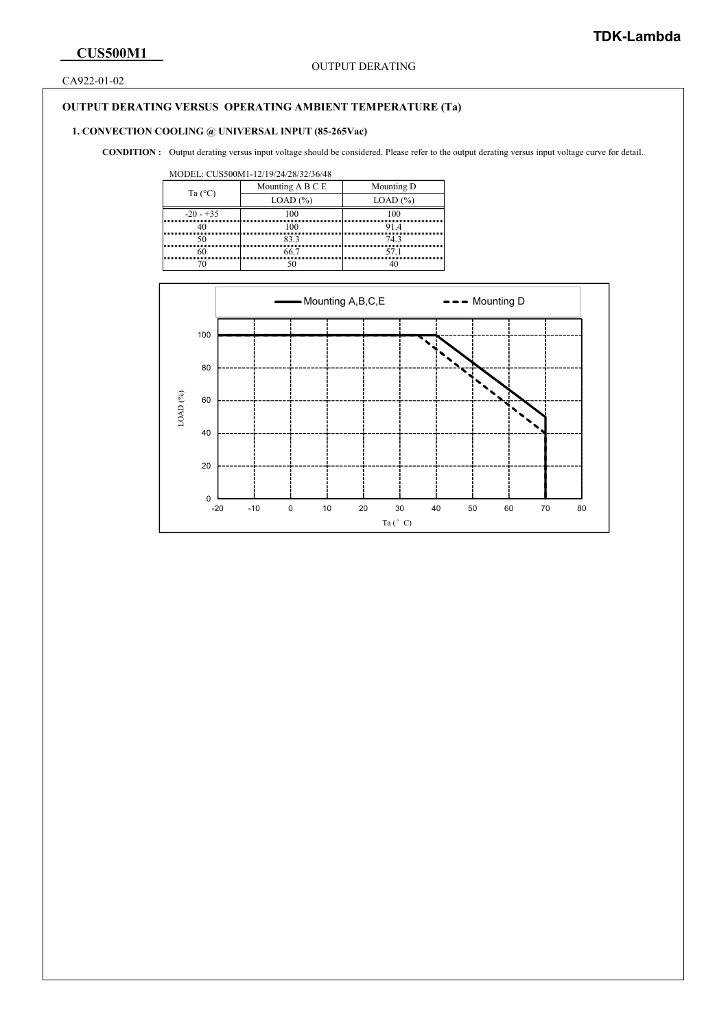CUS500M1

CA922-01-02

OUTPUT DERATING

## OUTPUT DERATING VERSUS OPERATING AMBIENT TEMPERATURE (Ta)

### 1. CONVECTION COOLING @ UNIVERSAL INPUT (85-265Vac)

**CONDITION :** Output derating versus input voltage should be considered. Please refer to the output derating versus input voltage curve for detail.

MODEL: CUS500M1-12/19/24/28/32/36/48

| Ta (°C) | Mounting A B C E | Mounting D |
|---|---|---|
| | LOAD (%) | LOAD (%) |
| -20 - +35 | 100 | 100 |
| 40 | 100 | 91.4 |
| 50 | 83.3 | 74.3 |
| 60 | 66.7 | 57.1 |
| 70 | 50 | 40 |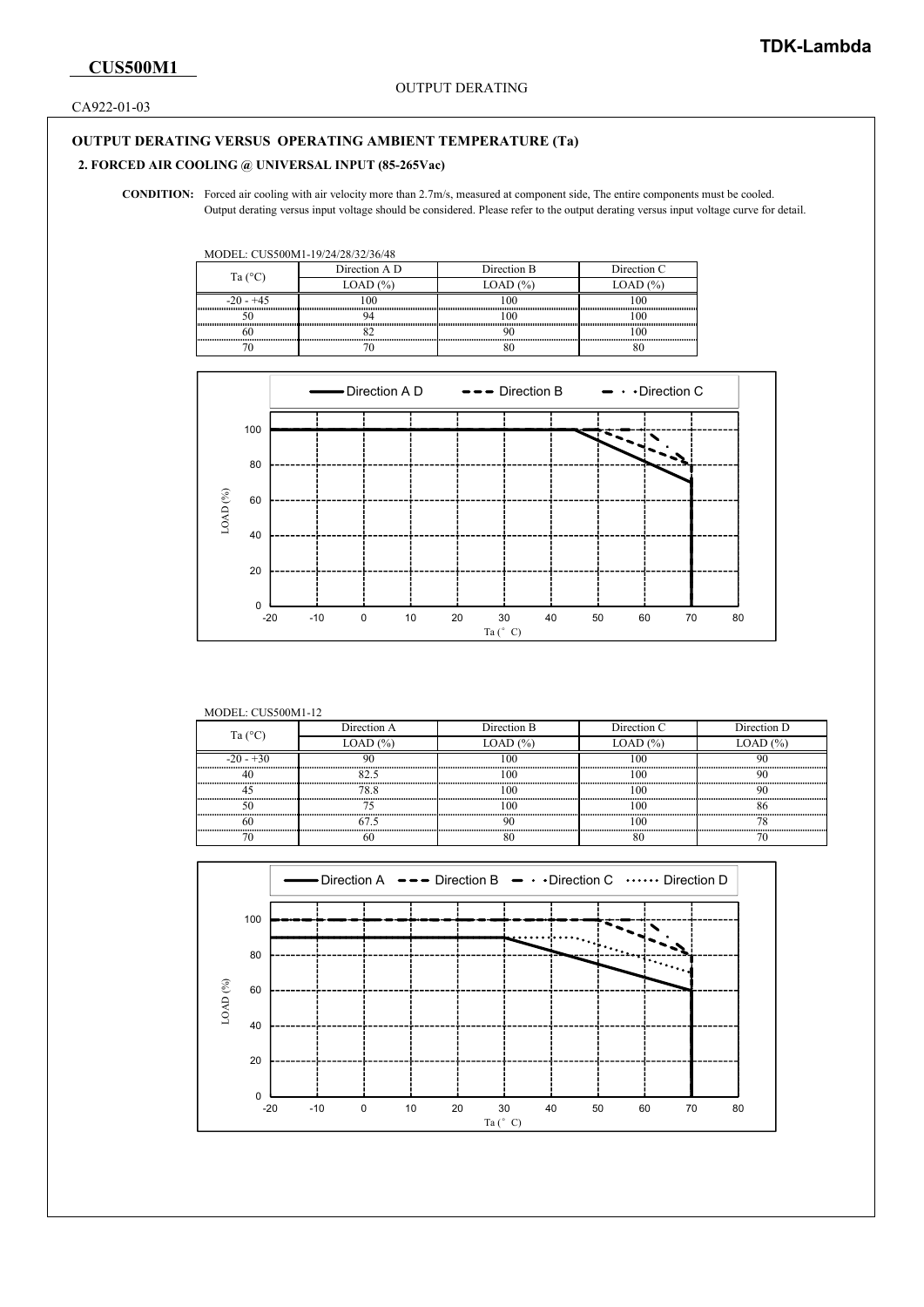**CUS500M1**

CA922-01-03

OUTPUT DERATING

## OUTPUT DERATING VERSUS OPERATING AMBIENT TEMPERATURE (Ta)

### 2. FORCED AIR COOLING @ UNIVERSAL INPUT (85-265Vac)

**CONDITION:** Forced air cooling with air velocity more than 2.7m/s, measured at component side, The entire components must be cooled. Output derating versus input voltage should be considered. Please refer to the output derating versus input voltage curve for detail.

MODEL: CUS500M1-19/24/28/32/36/48

| Ta (°C) | Direction A D | Direction B | Direction C |
|---|---|---|---|
| | LOAD (%) | LOAD (%) | LOAD (%) |
| -20 - +45 | 100 | 100 | 100 |
| 50 | 94 | 100 | 100 |
| 60 | 82 | 90 | 100 |
| 70 | 70 | 80 | 80 |

MODEL: CUS500M1-12

| Ta (°C) | Direction A | Direction B | Direction C | Direction D |
|---|---|---|---|---|
| | LOAD (%) | LOAD (%) | LOAD (%) | LOAD (%) |
| -20 - +30 | 90 | 100 | 100 | 90 |
| 40 | 82.5 | 100 | 100 | 90 |
| 45 | 78.8 | 100 | 100 | 90 |
| 50 | 75 | 100 | 100 | 86 |
| 60 | 67.5 | 90 | 100 | 78 |
| 70 | 60 | 80 | 80 | 70 |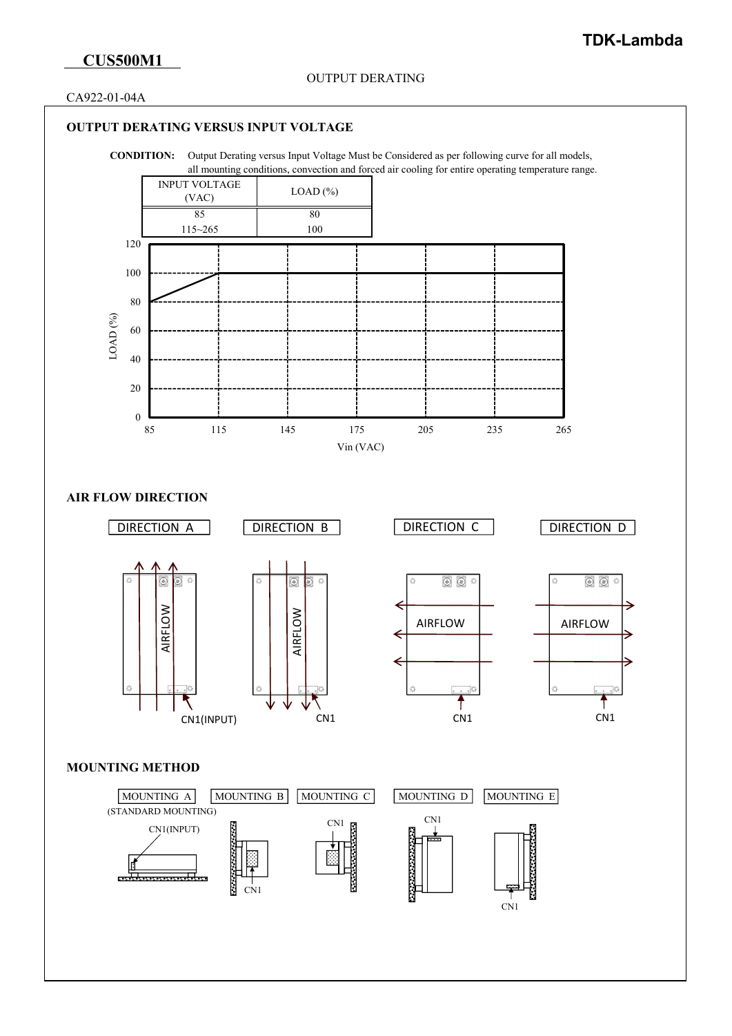**CUS500M1**

OUTPUT DERATING

CA922-01-04A

## OUTPUT DERATING VERSUS INPUT VOLTAGE

**CONDITION:** Output Derating versus Input Voltage Must be Considered as per following curve for all models, all mounting conditions, convection and forced air cooling for entire operating temperature range.

| INPUT VOLTAGE (VAC) | LOAD (%) |
|---|---|
| 85 | 80 |
| 115~265 | 100 |

LOAD (%)

120
100
80
60
40
20
0

85 115 145 175 205 235 265

Vin (VAC)

## AIR FLOW DIRECTION

DIRECTION A

AIRFLOW

CN1(INPUT)

DIRECTION B

AIRFLOW

CN1

DIRECTION C

AIRFLOW

CN1

DIRECTION D

AIRFLOW

CN1

## MOUNTING METHOD

MOUNTING A (STANDARD MOUNTING)

CN1(INPUT)

MOUNTING B

CN1

MOUNTING C

CN1

MOUNTING D

CN1

MOUNTING E

CN1